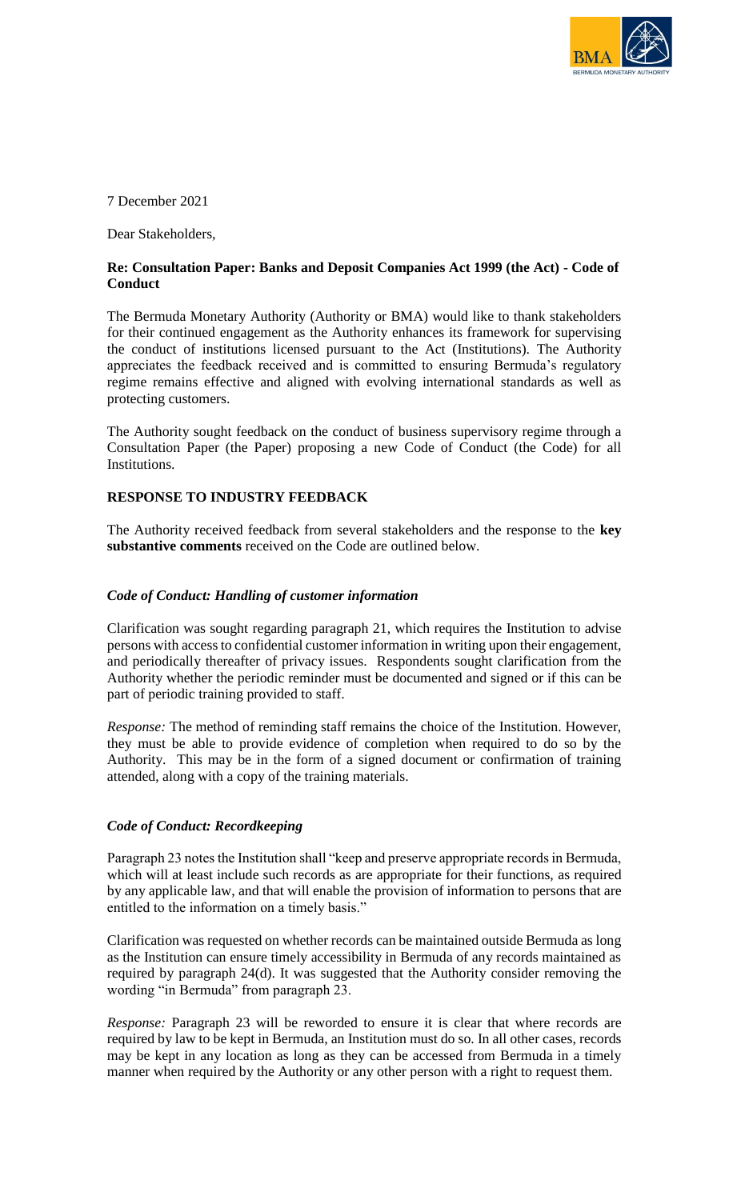7 December 2021

Dear Stakeholders,

**Re: Consultation Paper: Banks and Deposit Companies Act 1999 (the Act) - Code of Conduct**

The Bermuda Monetary Authority (Authority or BMA) would like to thank stakeholders for their continued engagement as the Authority enhances its framework for supervising the conduct of institutions licensed pursuant to the Act (Institutions). The Authority appreciates the feedback received and is committed to ensuring Bermuda's regulatory regime remains effective and aligned with evolving international standards as well as protecting customers.

The Authority sought feedback on the conduct of business supervisory regime through a Consultation Paper (the Paper) proposing a new Code of Conduct (the Code) for all Institutions.

**RESPONSE TO INDUSTRY FEEDBACK**

The Authority received feedback from several stakeholders and the response to the **key substantive comments** received on the Code are outlined below.

***Code of Conduct: Handling of customer information***

Clarification was sought regarding paragraph 21, which requires the Institution to advise persons with access to confidential customer information in writing upon their engagement, and periodically thereafter of privacy issues. Respondents sought clarification from the Authority whether the periodic reminder must be documented and signed or if this can be part of periodic training provided to staff.

*Response:* The method of reminding staff remains the choice of the Institution. However, they must be able to provide evidence of completion when required to do so by the Authority. This may be in the form of a signed document or confirmation of training attended, along with a copy of the training materials.

***Code of Conduct: Recordkeeping***

Paragraph 23 notes the Institution shall "keep and preserve appropriate records in Bermuda, which will at least include such records as are appropriate for their functions, as required by any applicable law, and that will enable the provision of information to persons that are entitled to the information on a timely basis."

Clarification was requested on whether records can be maintained outside Bermuda as long as the Institution can ensure timely accessibility in Bermuda of any records maintained as required by paragraph 24(d). It was suggested that the Authority consider removing the wording "in Bermuda" from paragraph 23.

*Response:* Paragraph 23 will be reworded to ensure it is clear that where records are required by law to be kept in Bermuda, an Institution must do so. In all other cases, records may be kept in any location as long as they can be accessed from Bermuda in a timely manner when required by the Authority or any other person with a right to request them.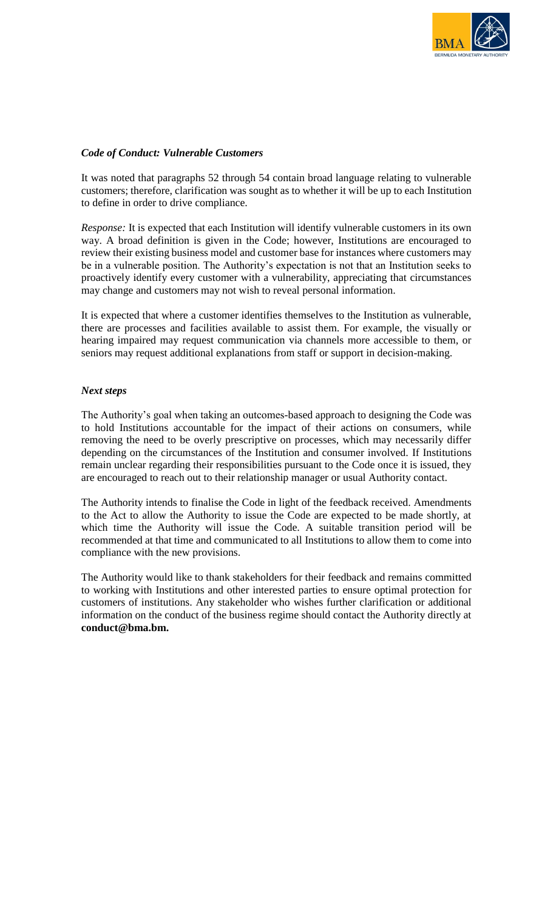***Code of Conduct: Vulnerable Customers***

It was noted that paragraphs 52 through 54 contain broad language relating to vulnerable customers; therefore, clarification was sought as to whether it will be up to each Institution to define in order to drive compliance.

*Response:* It is expected that each Institution will identify vulnerable customers in its own way. A broad definition is given in the Code; however, Institutions are encouraged to review their existing business model and customer base for instances where customers may be in a vulnerable position. The Authority's expectation is not that an Institution seeks to proactively identify every customer with a vulnerability, appreciating that circumstances may change and customers may not wish to reveal personal information.

It is expected that where a customer identifies themselves to the Institution as vulnerable, there are processes and facilities available to assist them. For example, the visually or hearing impaired may request communication via channels more accessible to them, or seniors may request additional explanations from staff or support in decision-making.

***Next steps***

The Authority's goal when taking an outcomes-based approach to designing the Code was to hold Institutions accountable for the impact of their actions on consumers, while removing the need to be overly prescriptive on processes, which may necessarily differ depending on the circumstances of the Institution and consumer involved. If Institutions remain unclear regarding their responsibilities pursuant to the Code once it is issued, they are encouraged to reach out to their relationship manager or usual Authority contact.

The Authority intends to finalise the Code in light of the feedback received. Amendments to the Act to allow the Authority to issue the Code are expected to be made shortly, at which time the Authority will issue the Code. A suitable transition period will be recommended at that time and communicated to all Institutions to allow them to come into compliance with the new provisions.

The Authority would like to thank stakeholders for their feedback and remains committed to working with Institutions and other interested parties to ensure optimal protection for customers of institutions. Any stakeholder who wishes further clarification or additional information on the conduct of the business regime should contact the Authority directly at **conduct@bma.bm.**